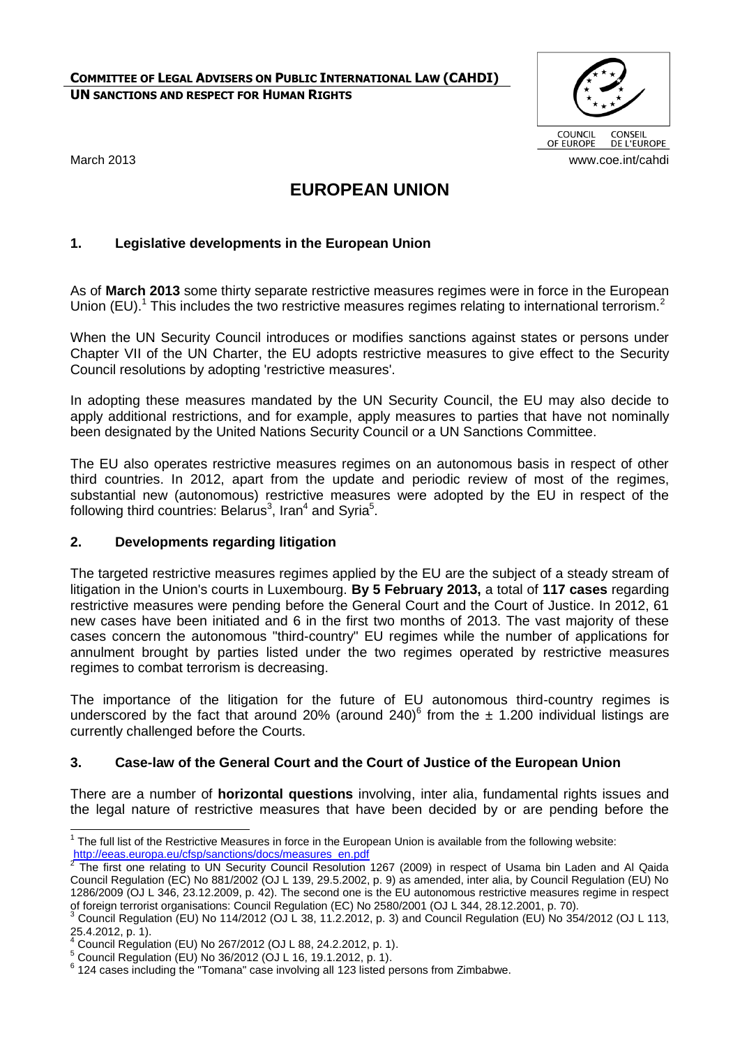**COMMITTEE OF LEGAL ADVISERS ON PUBLIC INTERNATIONAL LAW (CAHDI)**
**UN SANCTIONS AND RESPECT FOR HUMAN RIGHTS**

COUNCIL OF EUROPE CONSEIL DE L'EUROPE

March 2013 www.coe.int/cahdi

# EUROPEAN UNION

## 1. Legislative developments in the European Union

As of **March 2013** some thirty separate restrictive measures regimes were in force in the European Union (EU).[1] This includes the two restrictive measures regimes relating to international terrorism.[2]

When the UN Security Council introduces or modifies sanctions against states or persons under Chapter VII of the UN Charter, the EU adopts restrictive measures to give effect to the Security Council resolutions by adopting 'restrictive measures'.

In adopting these measures mandated by the UN Security Council, the EU may also decide to apply additional restrictions, and for example, apply measures to parties that have not nominally been designated by the United Nations Security Council or a UN Sanctions Committee.

The EU also operates restrictive measures regimes on an autonomous basis in respect of other third countries. In 2012, apart from the update and periodic review of most of the regimes, substantial new (autonomous) restrictive measures were adopted by the EU in respect of the following third countries: Belarus[3], Iran[4] and Syria[5].

## 2. Developments regarding litigation

The targeted restrictive measures regimes applied by the EU are the subject of a steady stream of litigation in the Union's courts in Luxembourg. **By 5 February 2013,** a total of **117 cases** regarding restrictive measures were pending before the General Court and the Court of Justice. In 2012, 61 new cases have been initiated and 6 in the first two months of 2013. The vast majority of these cases concern the autonomous "third-country" EU regimes while the number of applications for annulment brought by parties listed under the two regimes operated by restrictive measures regimes to combat terrorism is decreasing.

The importance of the litigation for the future of EU autonomous third-country regimes is underscored by the fact that around 20% (around 240)[6] from the ± 1.200 individual listings are currently challenged before the Courts.

## 3. Case-law of the General Court and the Court of Justice of the European Union

There are a number of **horizontal questions** involving, inter alia, fundamental rights issues and the legal nature of restrictive measures that have been decided by or are pending before the

---

[1] The full list of the Restrictive Measures in force in the European Union is available from the following website: http://eeas.europa.eu/cfsp/sanctions/docs/measures_en.pdf

[2] The first one relating to UN Security Council Resolution 1267 (2009) in respect of Usama bin Laden and Al Qaida Council Regulation (EC) No 881/2002 (OJ L 139, 29.5.2002, p. 9) as amended, inter alia, by Council Regulation (EU) No 1286/2009 (OJ L 346, 23.12.2009, p. 42). The second one is the EU autonomous restrictive measures regime in respect of foreign terrorist organisations: Council Regulation (EC) No 2580/2001 (OJ L 344, 28.12.2001, p. 70).

[3] Council Regulation (EU) No 114/2012 (OJ L 38, 11.2.2012, p. 3) and Council Regulation (EU) No 354/2012 (OJ L 113, 25.4.2012, p. 1).

[4] Council Regulation (EU) No 267/2012 (OJ L 88, 24.2.2012, p. 1).

[5] Council Regulation (EU) No 36/2012 (OJ L 16, 19.1.2012, p. 1).

[6] 124 cases including the "Tomana" case involving all 123 listed persons from Zimbabwe.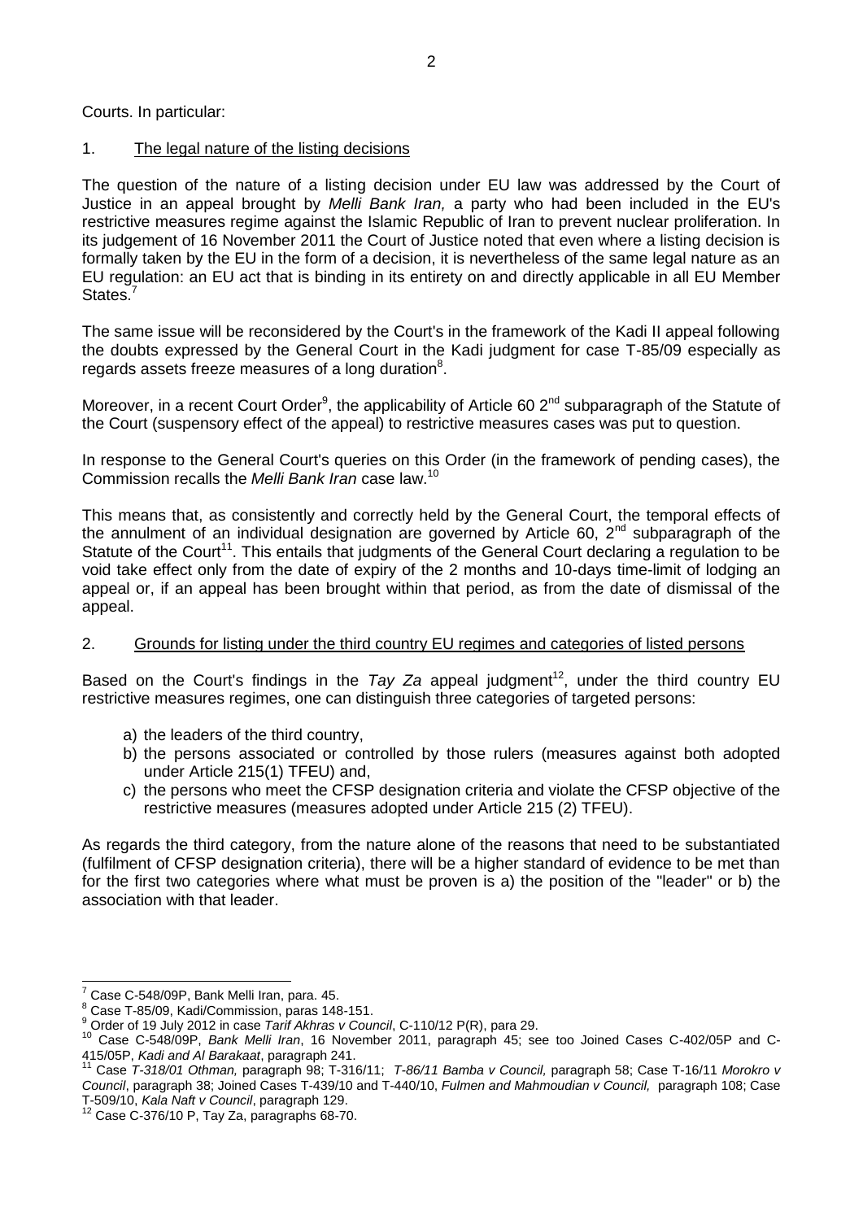Courts. In particular:

1. The legal nature of the listing decisions

The question of the nature of a listing decision under EU law was addressed by the Court of Justice in an appeal brought by *Melli Bank Iran,* a party who had been included in the EU's restrictive measures regime against the Islamic Republic of Iran to prevent nuclear proliferation. In its judgement of 16 November 2011 the Court of Justice noted that even where a listing decision is formally taken by the EU in the form of a decision, it is nevertheless of the same legal nature as an EU regulation: an EU act that is binding in its entirety on and directly applicable in all EU Member States.[7]

The same issue will be reconsidered by the Court's in the framework of the Kadi II appeal following the doubts expressed by the General Court in the Kadi judgment for case T-85/09 especially as regards assets freeze measures of a long duration[8].

Moreover, in a recent Court Order[9], the applicability of Article 60 2nd subparagraph of the Statute of the Court (suspensory effect of the appeal) to restrictive measures cases was put to question.

In response to the General Court's queries on this Order (in the framework of pending cases), the Commission recalls the *Melli Bank Iran* case law.[10]

This means that, as consistently and correctly held by the General Court, the temporal effects of the annulment of an individual designation are governed by Article 60, 2nd subparagraph of the Statute of the Court[11]. This entails that judgments of the General Court declaring a regulation to be void take effect only from the date of expiry of the 2 months and 10-days time-limit of lodging an appeal or, if an appeal has been brought within that period, as from the date of dismissal of the appeal.

2. Grounds for listing under the third country EU regimes and categories of listed persons

Based on the Court's findings in the *Tay Za* appeal judgment[12], under the third country EU restrictive measures regimes, one can distinguish three categories of targeted persons:

a) the leaders of the third country,
b) the persons associated or controlled by those rulers (measures against both adopted under Article 215(1) TFEU) and,
c) the persons who meet the CFSP designation criteria and violate the CFSP objective of the restrictive measures (measures adopted under Article 215 (2) TFEU).

As regards the third category, from the nature alone of the reasons that need to be substantiated (fulfilment of CFSP designation criteria), there will be a higher standard of evidence to be met than for the first two categories where what must be proven is a) the position of the "leader" or b) the association with that leader.

---

[7] Case C-548/09P, Bank Melli Iran, para. 45.

[8] Case T-85/09, Kadi/Commission, paras 148-151.

[9] Order of 19 July 2012 in case *Tarif Akhras v Council*, C-110/12 P(R), para 29.

[10] Case C-548/09P, *Bank Melli Iran*, 16 November 2011, paragraph 45; see too Joined Cases C-402/05P and C-415/05P, *Kadi and Al Barakaat*, paragraph 241.

[11] Case *T-318/01 Othman,* paragraph 98; T-316/11; *T-86/11 Bamba v Council,* paragraph 58; Case T-16/11 *Morokro v Council*, paragraph 38; Joined Cases T-439/10 and T-440/10, *Fulmen and Mahmoudian v Council,* paragraph 108; Case T-509/10, *Kala Naft v Council*, paragraph 129.

[12] Case C-376/10 P, Tay Za, paragraphs 68-70.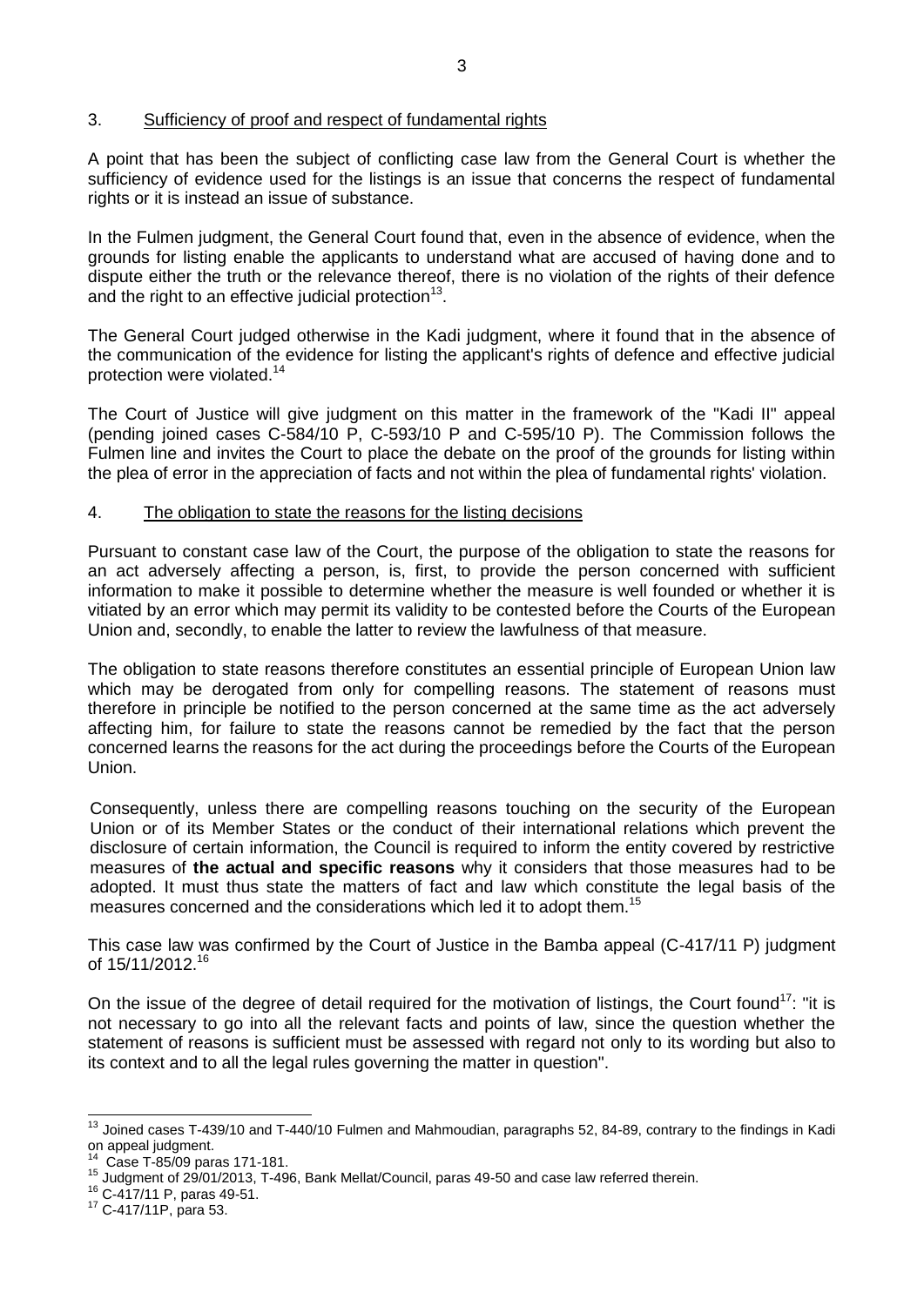## 3. Sufficiency of proof and respect of fundamental rights

A point that has been the subject of conflicting case law from the General Court is whether the sufficiency of evidence used for the listings is an issue that concerns the respect of fundamental rights or it is instead an issue of substance.

In the Fulmen judgment, the General Court found that, even in the absence of evidence, when the grounds for listing enable the applicants to understand what are accused of having done and to dispute either the truth or the relevance thereof, there is no violation of the rights of their defence and the right to an effective judicial protection[13].

The General Court judged otherwise in the Kadi judgment, where it found that in the absence of the communication of the evidence for listing the applicant's rights of defence and effective judicial protection were violated.[14]

The Court of Justice will give judgment on this matter in the framework of the "Kadi II" appeal (pending joined cases C-584/10 P, C-593/10 P and C-595/10 P). The Commission follows the Fulmen line and invites the Court to place the debate on the proof of the grounds for listing within the plea of error in the appreciation of facts and not within the plea of fundamental rights' violation.

## 4. The obligation to state the reasons for the listing decisions

Pursuant to constant case law of the Court, the purpose of the obligation to state the reasons for an act adversely affecting a person, is, first, to provide the person concerned with sufficient information to make it possible to determine whether the measure is well founded or whether it is vitiated by an error which may permit its validity to be contested before the Courts of the European Union and, secondly, to enable the latter to review the lawfulness of that measure.

The obligation to state reasons therefore constitutes an essential principle of European Union law which may be derogated from only for compelling reasons. The statement of reasons must therefore in principle be notified to the person concerned at the same time as the act adversely affecting him, for failure to state the reasons cannot be remedied by the fact that the person concerned learns the reasons for the act during the proceedings before the Courts of the European Union.

> Consequently, unless there are compelling reasons touching on the security of the European Union or of its Member States or the conduct of their international relations which prevent the disclosure of certain information, the Council is required to inform the entity covered by restrictive measures of **the actual and specific reasons** why it considers that those measures had to be adopted. It must thus state the matters of fact and law which constitute the legal basis of the measures concerned and the considerations which led it to adopt them.[15]

This case law was confirmed by the Court of Justice in the Bamba appeal (C-417/11 P) judgment of 15/11/2012.[16]

On the issue of the degree of detail required for the motivation of listings, the Court found[17]: "it is not necessary to go into all the relevant facts and points of law, since the question whether the statement of reasons is sufficient must be assessed with regard not only to its wording but also to its context and to all the legal rules governing the matter in question".

---

[13] Joined cases T-439/10 and T-440/10 Fulmen and Mahmoudian, paragraphs 52, 84-89, contrary to the findings in Kadi on appeal judgment.

[14] Case T-85/09 paras 171-181.

[15] Judgment of 29/01/2013, T-496, Bank Mellat/Council, paras 49-50 and case law referred therein.

[16] C-417/11 P, paras 49-51.

[17] C-417/11P, para 53.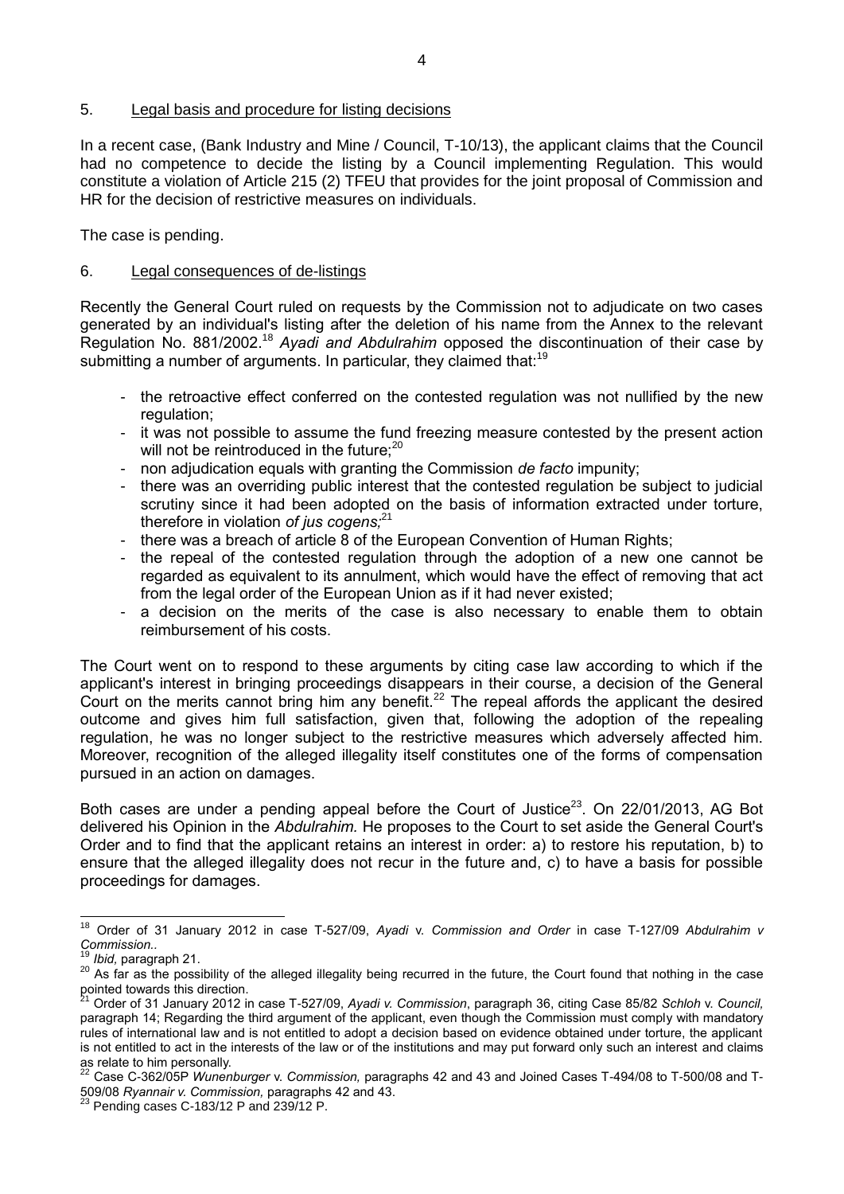5. Legal basis and procedure for listing decisions

In a recent case, (Bank Industry and Mine / Council, T-10/13), the applicant claims that the Council had no competence to decide the listing by a Council implementing Regulation. This would constitute a violation of Article 215 (2) TFEU that provides for the joint proposal of Commission and HR for the decision of restrictive measures on individuals.

The case is pending.

6. Legal consequences of de-listings

Recently the General Court ruled on requests by the Commission not to adjudicate on two cases generated by an individual's listing after the deletion of his name from the Annex to the relevant Regulation No. 881/2002.[18] *Ayadi and Abdulrahim* opposed the discontinuation of their case by submitting a number of arguments. In particular, they claimed that:[19]

- the retroactive effect conferred on the contested regulation was not nullified by the new regulation;
- it was not possible to assume the fund freezing measure contested by the present action will not be reintroduced in the future;[20]
- non adjudication equals with granting the Commission *de facto* impunity;
- there was an overriding public interest that the contested regulation be subject to judicial scrutiny since it had been adopted on the basis of information extracted under torture, therefore in violation *of jus cogens;*[21]
- there was a breach of article 8 of the European Convention of Human Rights;
- the repeal of the contested regulation through the adoption of a new one cannot be regarded as equivalent to its annulment, which would have the effect of removing that act from the legal order of the European Union as if it had never existed;
- a decision on the merits of the case is also necessary to enable them to obtain reimbursement of his costs.

The Court went on to respond to these arguments by citing case law according to which if the applicant's interest in bringing proceedings disappears in their course, a decision of the General Court on the merits cannot bring him any benefit.[22] The repeal affords the applicant the desired outcome and gives him full satisfaction, given that, following the adoption of the repealing regulation, he was no longer subject to the restrictive measures which adversely affected him. Moreover, recognition of the alleged illegality itself constitutes one of the forms of compensation pursued in an action on damages.

Both cases are under a pending appeal before the Court of Justice[23]. On 22/01/2013, AG Bot delivered his Opinion in the *Abdulrahim.* He proposes to the Court to set aside the General Court's Order and to find that the applicant retains an interest in order: a) to restore his reputation, b) to ensure that the alleged illegality does not recur in the future and, c) to have a basis for possible proceedings for damages.

---

[18] Order of 31 January 2012 in case T-527/09, *Ayadi* v. *Commission and Order* in case T-127/09 *Abdulrahim v Commission..*

[19] *Ibid,* paragraph 21.

[20] As far as the possibility of the alleged illegality being recurred in the future, the Court found that nothing in the case pointed towards this direction.

[21] Order of 31 January 2012 in case T-527/09, *Ayadi v. Commission*, paragraph 36, citing Case 85/82 *Schloh* v. *Council,* paragraph 14; Regarding the third argument of the applicant, even though the Commission must comply with mandatory rules of international law and is not entitled to adopt a decision based on evidence obtained under torture, the applicant is not entitled to act in the interests of the law or of the institutions and may put forward only such an interest and claims as relate to him personally.

[22] Case C-362/05P *Wunenburger* v. *Commission,* paragraphs 42 and 43 and Joined Cases T-494/08 to T-500/08 and T-509/08 *Ryannair v. Commission,* paragraphs 42 and 43.

[23] Pending cases C-183/12 P and 239/12 P.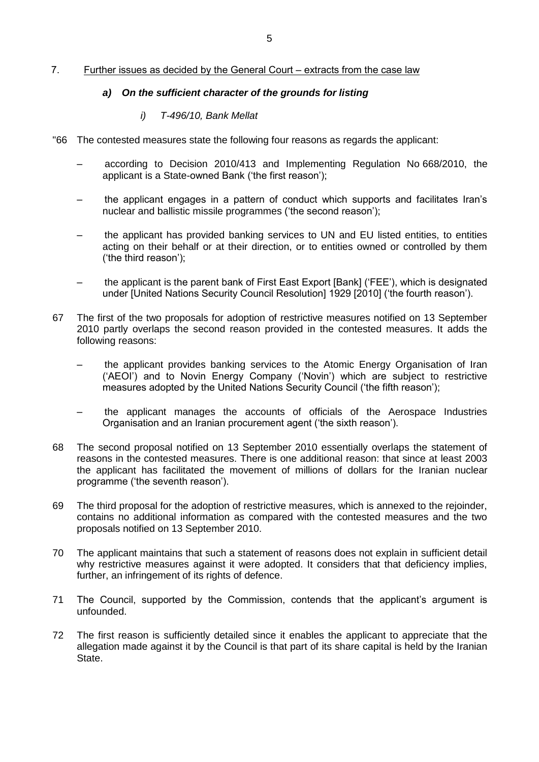7. Further issues as decided by the General Court – extracts from the case law

### *a) On the sufficient character of the grounds for listing*

#### *i) T-496/10, Bank Mellat*

"66 The contested measures state the following four reasons as regards the applicant:

- according to Decision 2010/413 and Implementing Regulation No 668/2010, the applicant is a State-owned Bank ('the first reason');
- the applicant engages in a pattern of conduct which supports and facilitates Iran's nuclear and ballistic missile programmes ('the second reason');
- the applicant has provided banking services to UN and EU listed entities, to entities acting on their behalf or at their direction, or to entities owned or controlled by them ('the third reason');
- the applicant is the parent bank of First East Export [Bank] ('FEE'), which is designated under [United Nations Security Council Resolution] 1929 [2010] ('the fourth reason').

67 The first of the two proposals for adoption of restrictive measures notified on 13 September 2010 partly overlaps the second reason provided in the contested measures. It adds the following reasons:

- the applicant provides banking services to the Atomic Energy Organisation of Iran ('AEOI') and to Novin Energy Company ('Novin') which are subject to restrictive measures adopted by the United Nations Security Council ('the fifth reason');
- the applicant manages the accounts of officials of the Aerospace Industries Organisation and an Iranian procurement agent ('the sixth reason').

68 The second proposal notified on 13 September 2010 essentially overlaps the statement of reasons in the contested measures. There is one additional reason: that since at least 2003 the applicant has facilitated the movement of millions of dollars for the Iranian nuclear programme ('the seventh reason').

69 The third proposal for the adoption of restrictive measures, which is annexed to the rejoinder, contains no additional information as compared with the contested measures and the two proposals notified on 13 September 2010.

70 The applicant maintains that such a statement of reasons does not explain in sufficient detail why restrictive measures against it were adopted. It considers that that deficiency implies, further, an infringement of its rights of defence.

71 The Council, supported by the Commission, contends that the applicant's argument is unfounded.

72 The first reason is sufficiently detailed since it enables the applicant to appreciate that the allegation made against it by the Council is that part of its share capital is held by the Iranian State.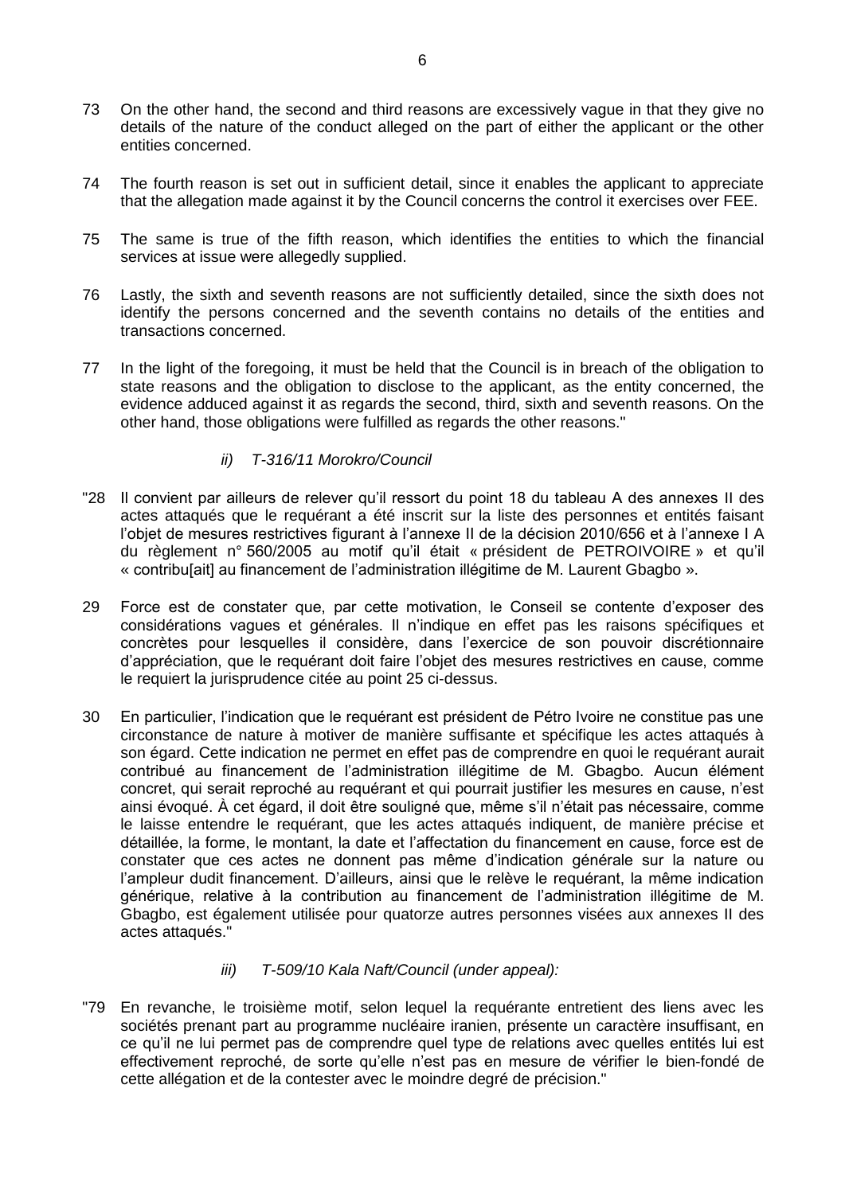73 On the other hand, the second and third reasons are excessively vague in that they give no details of the nature of the conduct alleged on the part of either the applicant or the other entities concerned.

74 The fourth reason is set out in sufficient detail, since it enables the applicant to appreciate that the allegation made against it by the Council concerns the control it exercises over FEE.

75 The same is true of the fifth reason, which identifies the entities to which the financial services at issue were allegedly supplied.

76 Lastly, the sixth and seventh reasons are not sufficiently detailed, since the sixth does not identify the persons concerned and the seventh contains no details of the entities and transactions concerned.

77 In the light of the foregoing, it must be held that the Council is in breach of the obligation to state reasons and the obligation to disclose to the applicant, as the entity concerned, the evidence adduced against it as regards the second, third, sixth and seventh reasons. On the other hand, those obligations were fulfilled as regards the other reasons."

*ii) T-316/11 Morokro/Council*

"28 Il convient par ailleurs de relever qu'il ressort du point 18 du tableau A des annexes II des actes attaqués que le requérant a été inscrit sur la liste des personnes et entités faisant l'objet de mesures restrictives figurant à l'annexe II de la décision 2010/656 et à l'annexe I A du règlement n° 560/2005 au motif qu'il était « président de PETROIVOIRE » et qu'il « contribu[ait] au financement de l'administration illégitime de M. Laurent Gbagbo ».

29 Force est de constater que, par cette motivation, le Conseil se contente d'exposer des considérations vagues et générales. Il n'indique en effet pas les raisons spécifiques et concrètes pour lesquelles il considère, dans l'exercice de son pouvoir discrétionnaire d'appréciation, que le requérant doit faire l'objet des mesures restrictives en cause, comme le requiert la jurisprudence citée au point 25 ci-dessus.

30 En particulier, l'indication que le requérant est président de Pétro Ivoire ne constitue pas une circonstance de nature à motiver de manière suffisante et spécifique les actes attaqués à son égard. Cette indication ne permet en effet pas de comprendre en quoi le requérant aurait contribué au financement de l'administration illégitime de M. Gbagbo. Aucun élément concret, qui serait reproché au requérant et qui pourrait justifier les mesures en cause, n'est ainsi évoqué. À cet égard, il doit être souligné que, même s'il n'était pas nécessaire, comme le laisse entendre le requérant, que les actes attaqués indiquent, de manière précise et détaillée, la forme, le montant, la date et l'affectation du financement en cause, force est de constater que ces actes ne donnent pas même d'indication générale sur la nature ou l'ampleur dudit financement. D'ailleurs, ainsi que le relève le requérant, la même indication générique, relative à la contribution au financement de l'administration illégitime de M. Gbagbo, est également utilisée pour quatorze autres personnes visées aux annexes II des actes attaqués."

*iii) T-509/10 Kala Naft/Council (under appeal):*

"79 En revanche, le troisième motif, selon lequel la requérante entretient des liens avec les sociétés prenant part au programme nucléaire iranien, présente un caractère insuffisant, en ce qu'il ne lui permet pas de comprendre quel type de relations avec quelles entités lui est effectivement reproché, de sorte qu'elle n'est pas en mesure de vérifier le bien-fondé de cette allégation et de la contester avec le moindre degré de précision."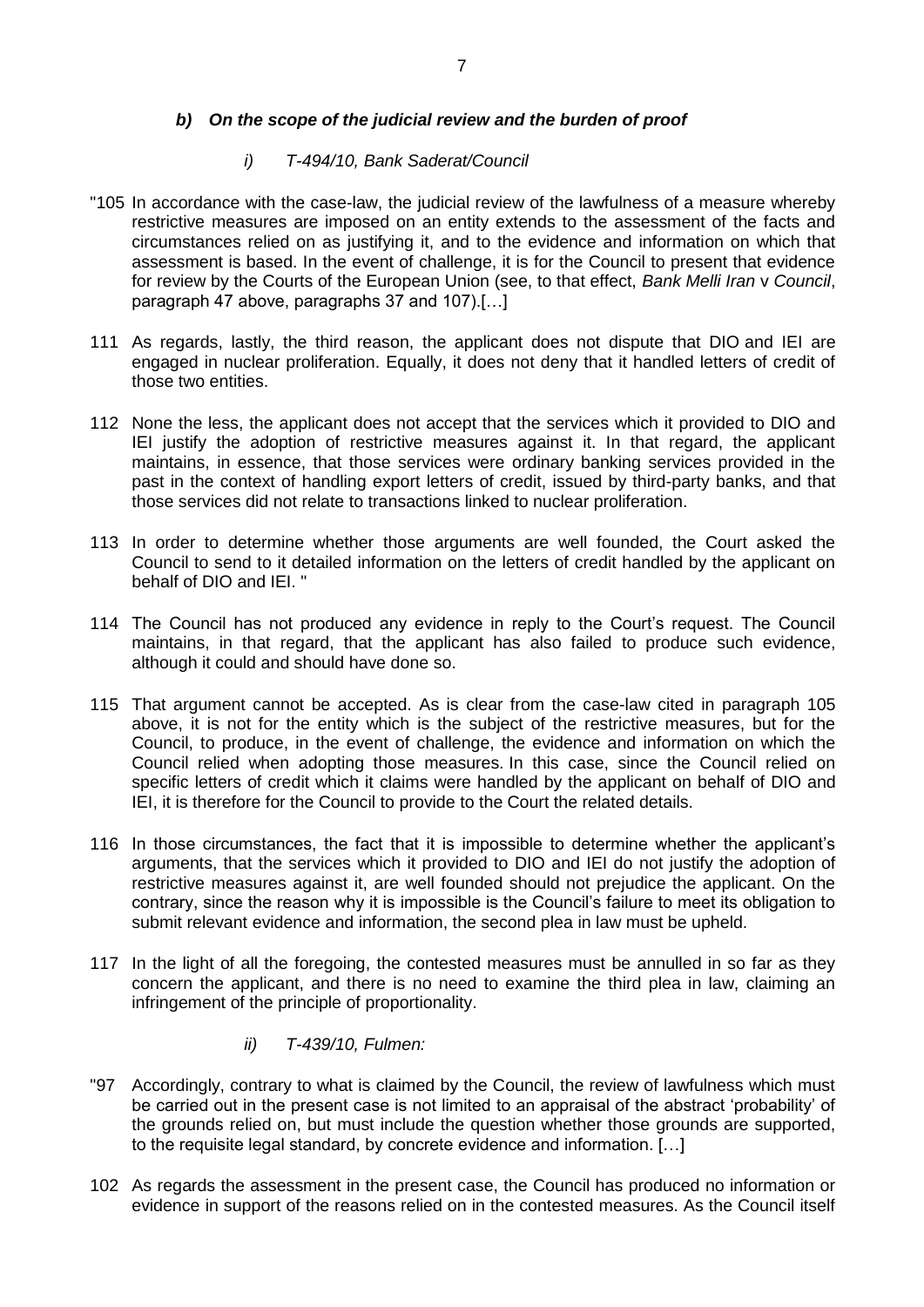#### *b) On the scope of the judicial review and the burden of proof*

*i) T-494/10, Bank Saderat/Council*

"105 In accordance with the case-law, the judicial review of the lawfulness of a measure whereby restrictive measures are imposed on an entity extends to the assessment of the facts and circumstances relied on as justifying it, and to the evidence and information on which that assessment is based. In the event of challenge, it is for the Council to present that evidence for review by the Courts of the European Union (see, to that effect, *Bank Melli Iran* v *Council*, paragraph 47 above, paragraphs 37 and 107).[…]

111 As regards, lastly, the third reason, the applicant does not dispute that DIO and IEI are engaged in nuclear proliferation. Equally, it does not deny that it handled letters of credit of those two entities.

112 None the less, the applicant does not accept that the services which it provided to DIO and IEI justify the adoption of restrictive measures against it. In that regard, the applicant maintains, in essence, that those services were ordinary banking services provided in the past in the context of handling export letters of credit, issued by third-party banks, and that those services did not relate to transactions linked to nuclear proliferation.

113 In order to determine whether those arguments are well founded, the Court asked the Council to send to it detailed information on the letters of credit handled by the applicant on behalf of DIO and IEI. "

114 The Council has not produced any evidence in reply to the Court's request. The Council maintains, in that regard, that the applicant has also failed to produce such evidence, although it could and should have done so.

115 That argument cannot be accepted. As is clear from the case-law cited in paragraph 105 above, it is not for the entity which is the subject of the restrictive measures, but for the Council, to produce, in the event of challenge, the evidence and information on which the Council relied when adopting those measures. In this case, since the Council relied on specific letters of credit which it claims were handled by the applicant on behalf of DIO and IEI, it is therefore for the Council to provide to the Court the related details.

116 In those circumstances, the fact that it is impossible to determine whether the applicant's arguments, that the services which it provided to DIO and IEI do not justify the adoption of restrictive measures against it, are well founded should not prejudice the applicant. On the contrary, since the reason why it is impossible is the Council's failure to meet its obligation to submit relevant evidence and information, the second plea in law must be upheld.

117 In the light of all the foregoing, the contested measures must be annulled in so far as they concern the applicant, and there is no need to examine the third plea in law, claiming an infringement of the principle of proportionality.

*ii) T-439/10, Fulmen:*

"97 Accordingly, contrary to what is claimed by the Council, the review of lawfulness which must be carried out in the present case is not limited to an appraisal of the abstract 'probability' of the grounds relied on, but must include the question whether those grounds are supported, to the requisite legal standard, by concrete evidence and information. […]

102 As regards the assessment in the present case, the Council has produced no information or evidence in support of the reasons relied on in the contested measures. As the Council itself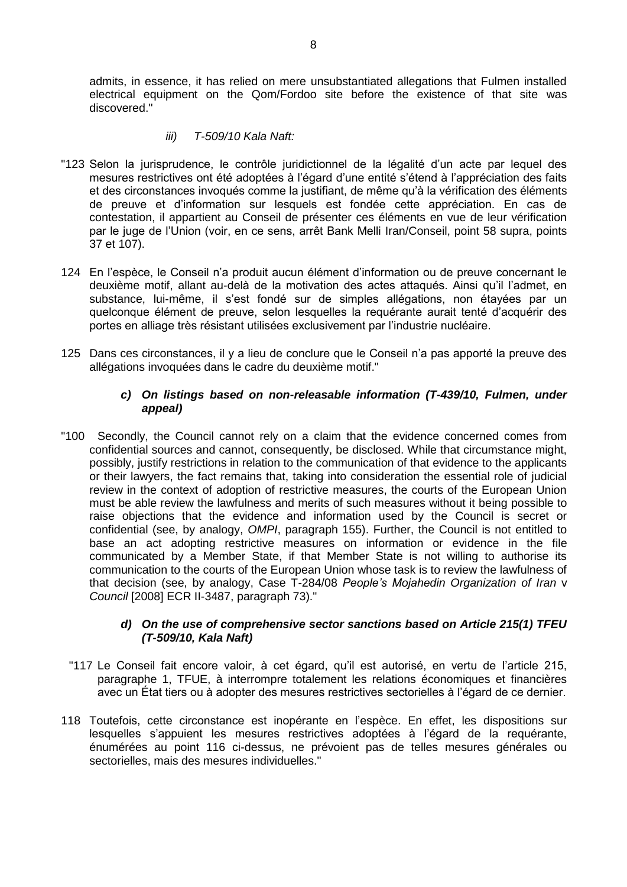admits, in essence, it has relied on mere unsubstantiated allegations that Fulmen installed electrical equipment on the Qom/Fordoo site before the existence of that site was discovered."

*iii) T-509/10 Kala Naft:*

"123 Selon la jurisprudence, le contrôle juridictionnel de la légalité d'un acte par lequel des mesures restrictives ont été adoptées à l'égard d'une entité s'étend à l'appréciation des faits et des circonstances invoqués comme la justifiant, de même qu'à la vérification des éléments de preuve et d'information sur lesquels est fondée cette appréciation. En cas de contestation, il appartient au Conseil de présenter ces éléments en vue de leur vérification par le juge de l'Union (voir, en ce sens, arrêt Bank Melli Iran/Conseil, point 58 supra, points 37 et 107).

124 En l'espèce, le Conseil n'a produit aucun élément d'information ou de preuve concernant le deuxième motif, allant au-delà de la motivation des actes attaqués. Ainsi qu'il l'admet, en substance, lui-même, il s'est fondé sur de simples allégations, non étayées par un quelconque élément de preuve, selon lesquelles la requérante aurait tenté d'acquérir des portes en alliage très résistant utilisées exclusivement par l'industrie nucléaire.

125 Dans ces circonstances, il y a lieu de conclure que le Conseil n'a pas apporté la preuve des allégations invoquées dans le cadre du deuxième motif."

### c) On listings based on non-releasable information (T-439/10, Fulmen, under appeal)

"100 Secondly, the Council cannot rely on a claim that the evidence concerned comes from confidential sources and cannot, consequently, be disclosed. While that circumstance might, possibly, justify restrictions in relation to the communication of that evidence to the applicants or their lawyers, the fact remains that, taking into consideration the essential role of judicial review in the context of adoption of restrictive measures, the courts of the European Union must be able review the lawfulness and merits of such measures without it being possible to raise objections that the evidence and information used by the Council is secret or confidential (see, by analogy, *OMPI*, paragraph 155). Further, the Council is not entitled to base an act adopting restrictive measures on information or evidence in the file communicated by a Member State, if that Member State is not willing to authorise its communication to the courts of the European Union whose task is to review the lawfulness of that decision (see, by analogy, Case T-284/08 *People's Mojahedin Organization of Iran* v *Council* [2008] ECR II-3487, paragraph 73)."

### d) On the use of comprehensive sector sanctions based on Article 215(1) TFEU (T-509/10, Kala Naft)

"117 Le Conseil fait encore valoir, à cet égard, qu'il est autorisé, en vertu de l'article 215, paragraphe 1, TFUE, à interrompre totalement les relations économiques et financières avec un État tiers ou à adopter des mesures restrictives sectorielles à l'égard de ce dernier.

118 Toutefois, cette circonstance est inopérante en l'espèce. En effet, les dispositions sur lesquelles s'appuient les mesures restrictives adoptées à l'égard de la requérante, énumérées au point 116 ci-dessus, ne prévoient pas de telles mesures générales ou sectorielles, mais des mesures individuelles."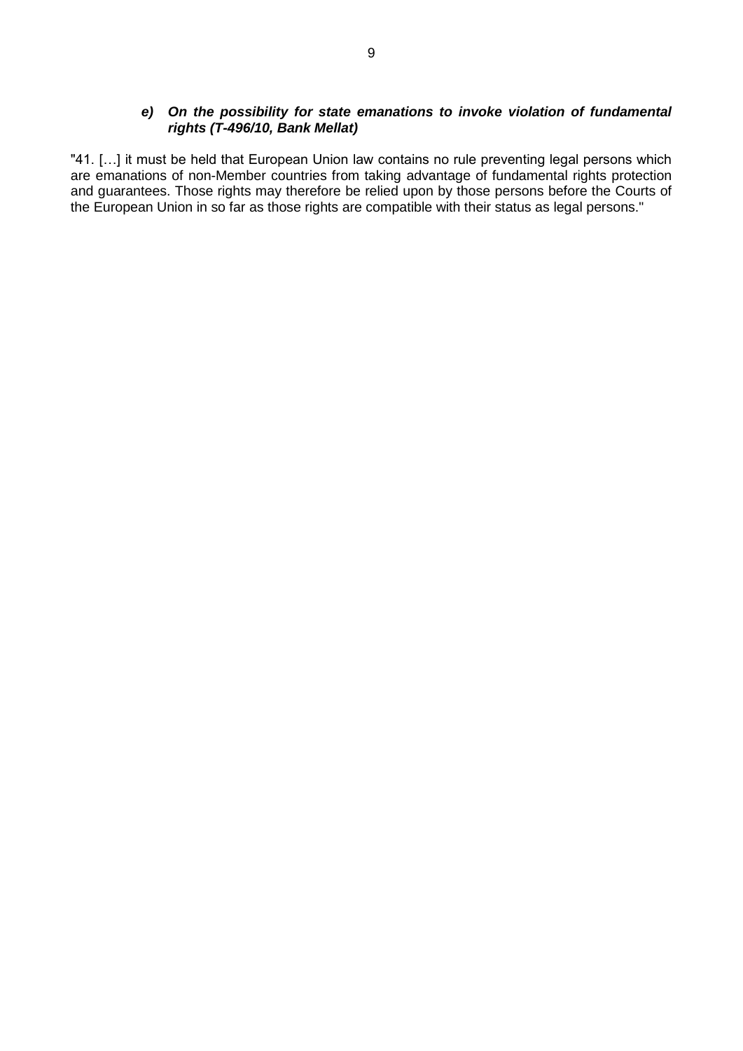#### *e) On the possibility for state emanations to invoke violation of fundamental rights (T-496/10, Bank Mellat)*

"41. […] it must be held that European Union law contains no rule preventing legal persons which are emanations of non-Member countries from taking advantage of fundamental rights protection and guarantees. Those rights may therefore be relied upon by those persons before the Courts of the European Union in so far as those rights are compatible with their status as legal persons."